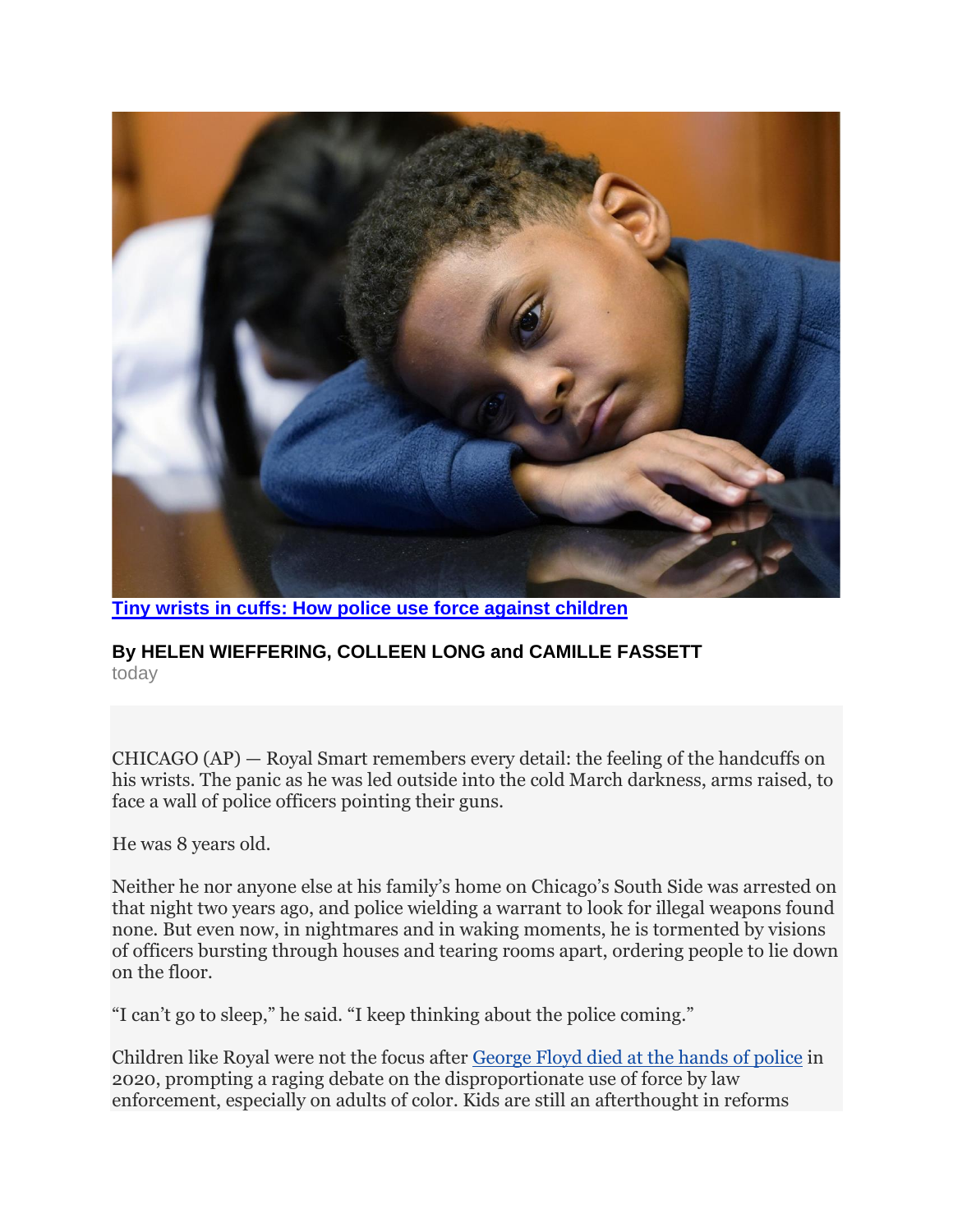**[Tiny wrists in cuffs: How police use force against children]()**

**By HELEN WIEFFERING, COLLEEN LONG and CAMILLE FASSETT**

today

CHICAGO (AP) — Royal Smart remembers every detail: the feeling of the handcuffs on his wrists. The panic as he was led outside into the cold March darkness, arms raised, to face a wall of police officers pointing their guns.

He was 8 years old.

Neither he nor anyone else at his family's home on Chicago's South Side was arrested on that night two years ago, and police wielding a warrant to look for illegal weapons found none. But even now, in nightmares and in waking moments, he is tormented by visions of officers bursting through houses and tearing rooms apart, ordering people to lie down on the floor.

"I can't go to sleep," he said. "I keep thinking about the police coming."

Children like Royal were not the focus after [George Floyd died at the hands of police]() in 2020, prompting a raging debate on the disproportionate use of force by law enforcement, especially on adults of color. Kids are still an afterthought in reforms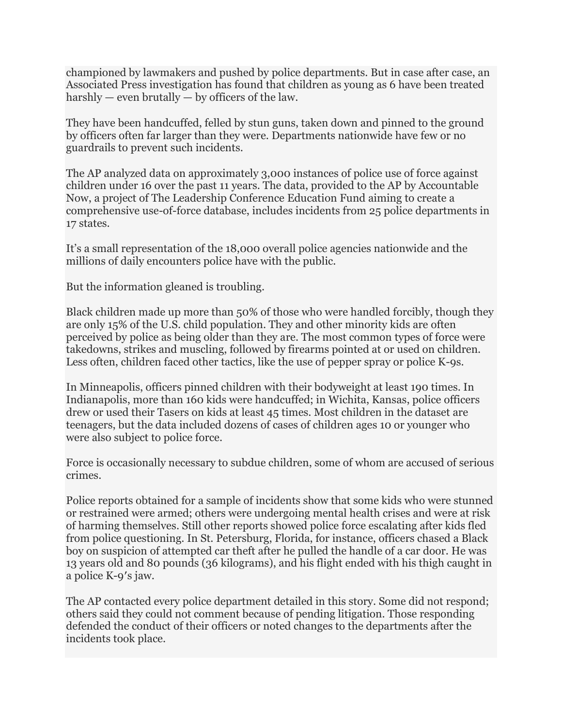championed by lawmakers and pushed by police departments. But in case after case, an Associated Press investigation has found that children as young as 6 have been treated harshly — even brutally — by officers of the law.

They have been handcuffed, felled by stun guns, taken down and pinned to the ground by officers often far larger than they were. Departments nationwide have few or no guardrails to prevent such incidents.

The AP analyzed data on approximately 3,000 instances of police use of force against children under 16 over the past 11 years. The data, provided to the AP by Accountable Now, a project of The Leadership Conference Education Fund aiming to create a comprehensive use-of-force database, includes incidents from 25 police departments in 17 states.

It's a small representation of the 18,000 overall police agencies nationwide and the millions of daily encounters police have with the public.

But the information gleaned is troubling.

Black children made up more than 50% of those who were handled forcibly, though they are only 15% of the U.S. child population. They and other minority kids are often perceived by police as being older than they are. The most common types of force were takedowns, strikes and muscling, followed by firearms pointed at or used on children. Less often, children faced other tactics, like the use of pepper spray or police K-9s.

In Minneapolis, officers pinned children with their bodyweight at least 190 times. In Indianapolis, more than 160 kids were handcuffed; in Wichita, Kansas, police officers drew or used their Tasers on kids at least 45 times. Most children in the dataset are teenagers, but the data included dozens of cases of children ages 10 or younger who were also subject to police force.

Force is occasionally necessary to subdue children, some of whom are accused of serious crimes.

Police reports obtained for a sample of incidents show that some kids who were stunned or restrained were armed; others were undergoing mental health crises and were at risk of harming themselves. Still other reports showed police force escalating after kids fled from police questioning. In St. Petersburg, Florida, for instance, officers chased a Black boy on suspicion of attempted car theft after he pulled the handle of a car door. He was 13 years old and 80 pounds (36 kilograms), and his flight ended with his thigh caught in a police K-9′s jaw.

The AP contacted every police department detailed in this story. Some did not respond; others said they could not comment because of pending litigation. Those responding defended the conduct of their officers or noted changes to the departments after the incidents took place.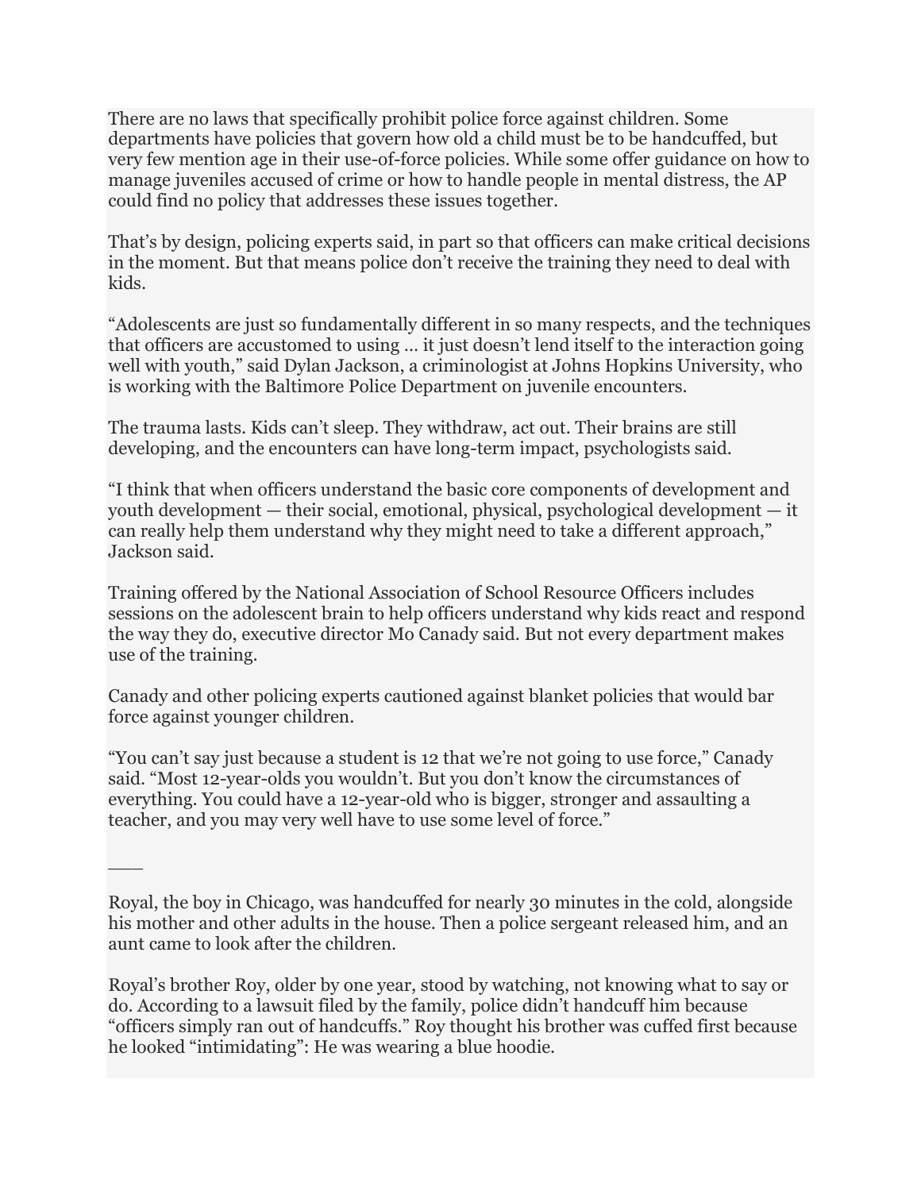There are no laws that specifically prohibit police force against children. Some departments have policies that govern how old a child must be to be handcuffed, but very few mention age in their use-of-force policies. While some offer guidance on how to manage juveniles accused of crime or how to handle people in mental distress, the AP could find no policy that addresses these issues together.

That's by design, policing experts said, in part so that officers can make critical decisions in the moment. But that means police don't receive the training they need to deal with kids.

"Adolescents are just so fundamentally different in so many respects, and the techniques that officers are accustomed to using … it just doesn't lend itself to the interaction going well with youth," said Dylan Jackson, a criminologist at Johns Hopkins University, who is working with the Baltimore Police Department on juvenile encounters.

The trauma lasts. Kids can't sleep. They withdraw, act out. Their brains are still developing, and the encounters can have long-term impact, psychologists said.

"I think that when officers understand the basic core components of development and youth development — their social, emotional, physical, psychological development — it can really help them understand why they might need to take a different approach," Jackson said.

Training offered by the National Association of School Resource Officers includes sessions on the adolescent brain to help officers understand why kids react and respond the way they do, executive director Mo Canady said. But not every department makes use of the training.

Canady and other policing experts cautioned against blanket policies that would bar force against younger children.

"You can't say just because a student is 12 that we're not going to use force," Canady said. "Most 12-year-olds you wouldn't. But you don't know the circumstances of everything. You could have a 12-year-old who is bigger, stronger and assaulting a teacher, and you may very well have to use some level of force."

\_\_\_\_

Royal, the boy in Chicago, was handcuffed for nearly 30 minutes in the cold, alongside his mother and other adults in the house. Then a police sergeant released him, and an aunt came to look after the children.

Royal's brother Roy, older by one year, stood by watching, not knowing what to say or do. According to a lawsuit filed by the family, police didn't handcuff him because "officers simply ran out of handcuffs." Roy thought his brother was cuffed first because he looked "intimidating": He was wearing a blue hoodie.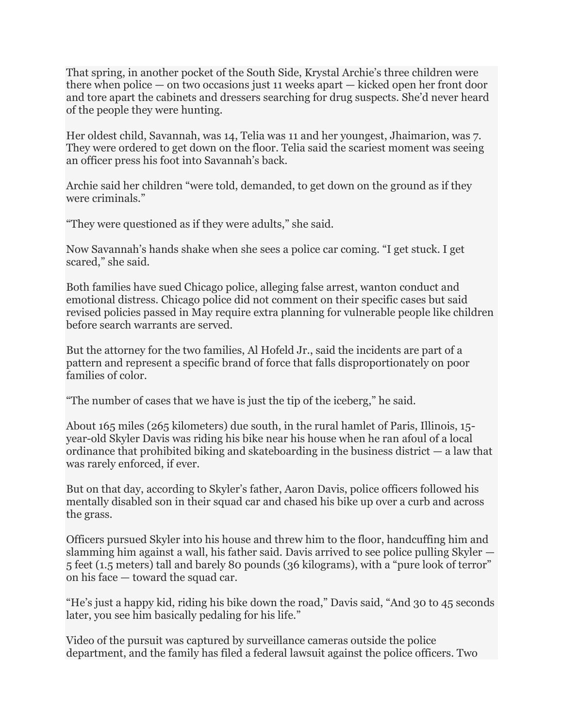That spring, in another pocket of the South Side, Krystal Archie's three children were there when police — on two occasions just 11 weeks apart — kicked open her front door and tore apart the cabinets and dressers searching for drug suspects. She'd never heard of the people they were hunting.

Her oldest child, Savannah, was 14, Telia was 11 and her youngest, Jhaimarion, was 7. They were ordered to get down on the floor. Telia said the scariest moment was seeing an officer press his foot into Savannah's back.

Archie said her children "were told, demanded, to get down on the ground as if they were criminals."

"They were questioned as if they were adults," she said.

Now Savannah's hands shake when she sees a police car coming. "I get stuck. I get scared," she said.

Both families have sued Chicago police, alleging false arrest, wanton conduct and emotional distress. Chicago police did not comment on their specific cases but said revised policies passed in May require extra planning for vulnerable people like children before search warrants are served.

But the attorney for the two families, Al Hofeld Jr., said the incidents are part of a pattern and represent a specific brand of force that falls disproportionately on poor families of color.

"The number of cases that we have is just the tip of the iceberg," he said.

About 165 miles (265 kilometers) due south, in the rural hamlet of Paris, Illinois, 15-year-old Skyler Davis was riding his bike near his house when he ran afoul of a local ordinance that prohibited biking and skateboarding in the business district — a law that was rarely enforced, if ever.

But on that day, according to Skyler's father, Aaron Davis, police officers followed his mentally disabled son in their squad car and chased his bike up over a curb and across the grass.

Officers pursued Skyler into his house and threw him to the floor, handcuffing him and slamming him against a wall, his father said. Davis arrived to see police pulling Skyler — 5 feet (1.5 meters) tall and barely 80 pounds (36 kilograms), with a "pure look of terror" on his face — toward the squad car.

"He's just a happy kid, riding his bike down the road," Davis said, "And 30 to 45 seconds later, you see him basically pedaling for his life."

Video of the pursuit was captured by surveillance cameras outside the police department, and the family has filed a federal lawsuit against the police officers. Two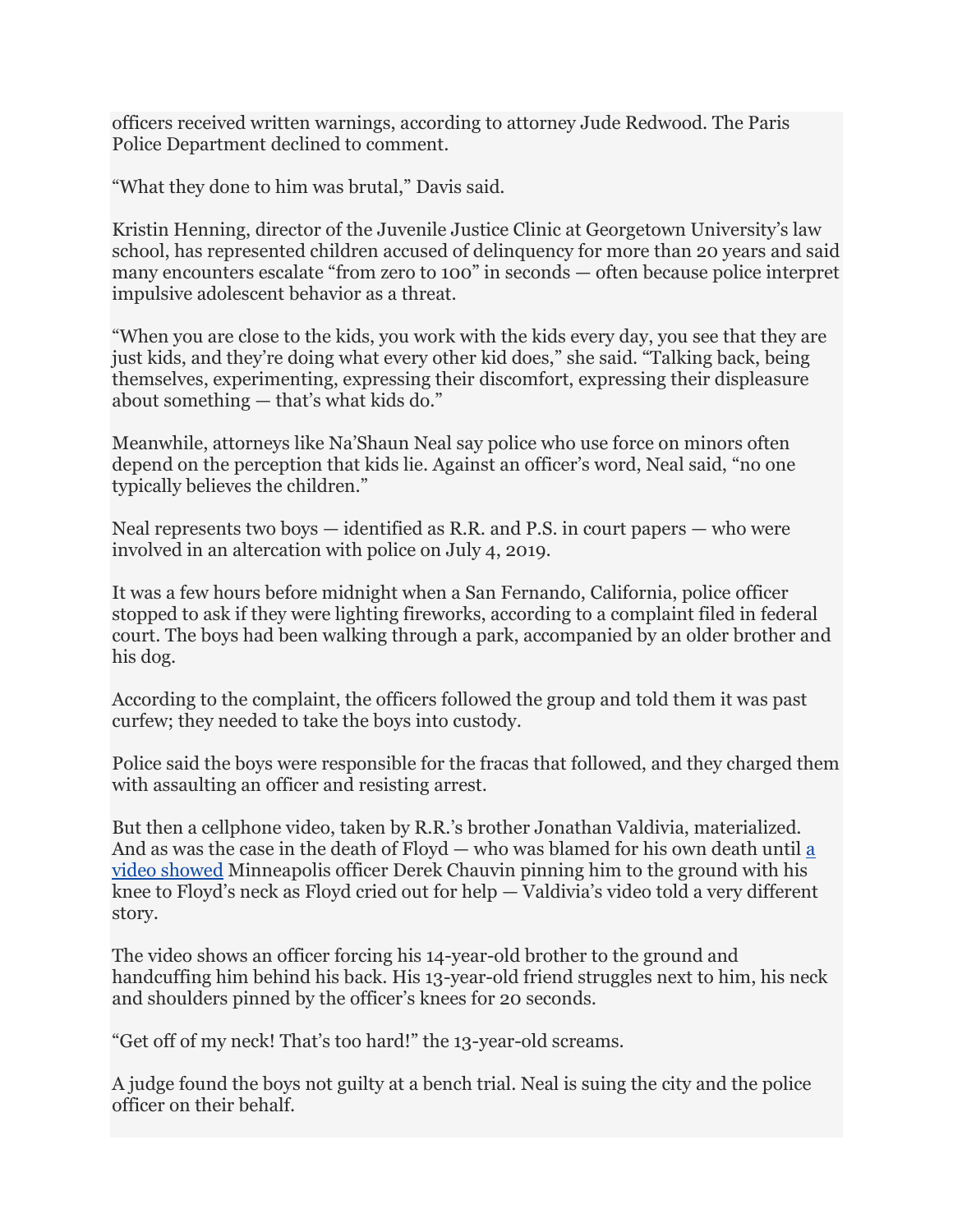officers received written warnings, according to attorney Jude Redwood. The Paris Police Department declined to comment.

"What they done to him was brutal," Davis said.

Kristin Henning, director of the Juvenile Justice Clinic at Georgetown University's law school, has represented children accused of delinquency for more than 20 years and said many encounters escalate "from zero to 100" in seconds — often because police interpret impulsive adolescent behavior as a threat.

"When you are close to the kids, you work with the kids every day, you see that they are just kids, and they're doing what every other kid does," she said. "Talking back, being themselves, experimenting, expressing their discomfort, expressing their displeasure about something — that's what kids do."

Meanwhile, attorneys like Na'Shaun Neal say police who use force on minors often depend on the perception that kids lie. Against an officer's word, Neal said, "no one typically believes the children."

Neal represents two boys — identified as R.R. and P.S. in court papers — who were involved in an altercation with police on July 4, 2019.

It was a few hours before midnight when a San Fernando, California, police officer stopped to ask if they were lighting fireworks, according to a complaint filed in federal court. The boys had been walking through a park, accompanied by an older brother and his dog.

According to the complaint, the officers followed the group and told them it was past curfew; they needed to take the boys into custody.

Police said the boys were responsible for the fracas that followed, and they charged them with assaulting an officer and resisting arrest.

But then a cellphone video, taken by R.R.'s brother Jonathan Valdivia, materialized. And as was the case in the death of Floyd — who was blamed for his own death until [a video showed] Minneapolis officer Derek Chauvin pinning him to the ground with his knee to Floyd's neck as Floyd cried out for help — Valdivia's video told a very different story.

The video shows an officer forcing his 14-year-old brother to the ground and handcuffing him behind his back. His 13-year-old friend struggles next to him, his neck and shoulders pinned by the officer's knees for 20 seconds.

"Get off of my neck! That's too hard!" the 13-year-old screams.

A judge found the boys not guilty at a bench trial. Neal is suing the city and the police officer on their behalf.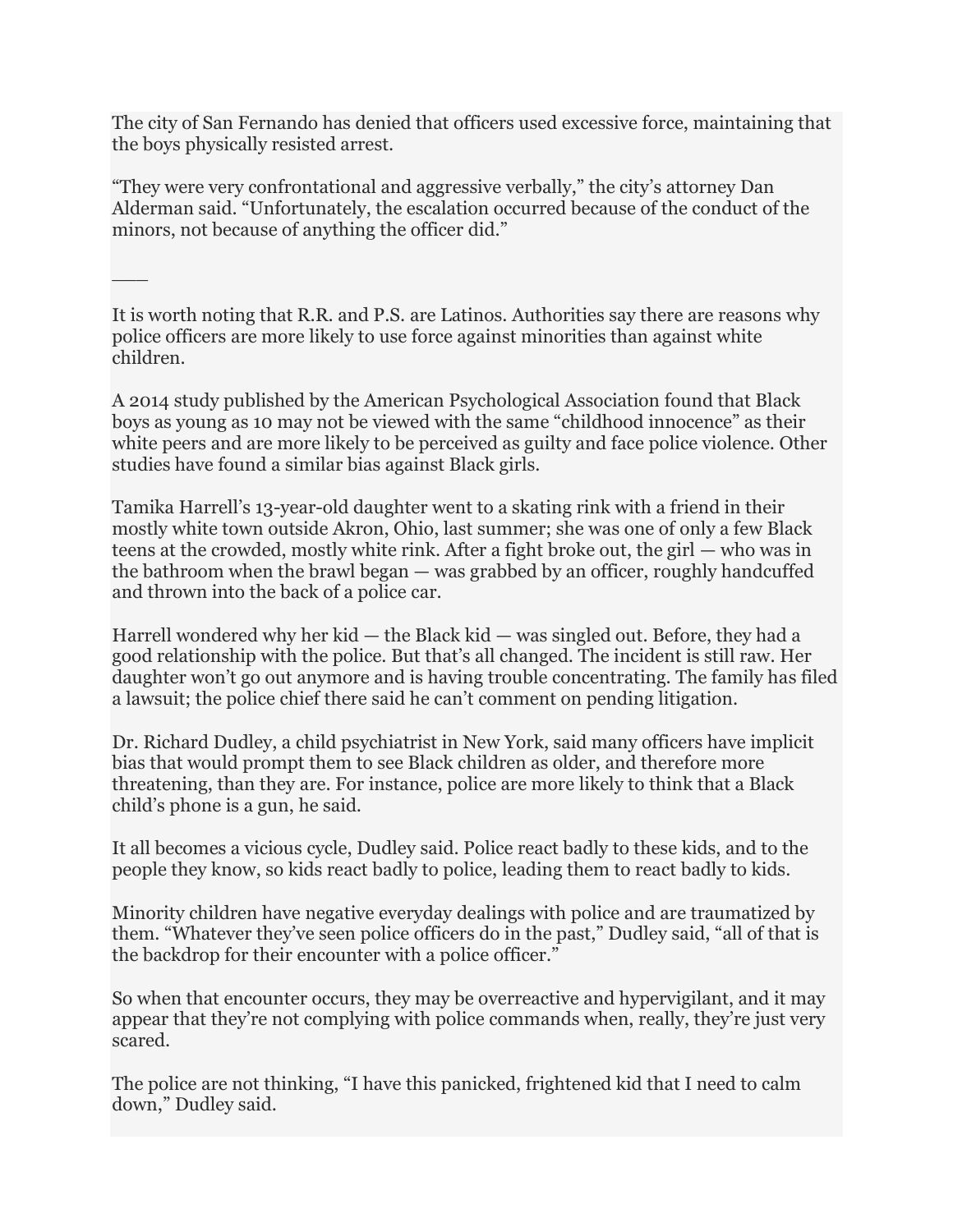The city of San Fernando has denied that officers used excessive force, maintaining that the boys physically resisted arrest.

“They were very confrontational and aggressive verbally,” the city’s attorney Dan Alderman said. “Unfortunately, the escalation occurred because of the conduct of the minors, not because of anything the officer did.”

\_\_\_

It is worth noting that R.R. and P.S. are Latinos. Authorities say there are reasons why police officers are more likely to use force against minorities than against white children.

A 2014 study published by the American Psychological Association found that Black boys as young as 10 may not be viewed with the same “childhood innocence” as their white peers and are more likely to be perceived as guilty and face police violence. Other studies have found a similar bias against Black girls.

Tamika Harrell’s 13-year-old daughter went to a skating rink with a friend in their mostly white town outside Akron, Ohio, last summer; she was one of only a few Black teens at the crowded, mostly white rink. After a fight broke out, the girl — who was in the bathroom when the brawl began — was grabbed by an officer, roughly handcuffed and thrown into the back of a police car.

Harrell wondered why her kid — the Black kid — was singled out. Before, they had a good relationship with the police. But that’s all changed. The incident is still raw. Her daughter won’t go out anymore and is having trouble concentrating. The family has filed a lawsuit; the police chief there said he can’t comment on pending litigation.

Dr. Richard Dudley, a child psychiatrist in New York, said many officers have implicit bias that would prompt them to see Black children as older, and therefore more threatening, than they are. For instance, police are more likely to think that a Black child’s phone is a gun, he said.

It all becomes a vicious cycle, Dudley said. Police react badly to these kids, and to the people they know, so kids react badly to police, leading them to react badly to kids.

Minority children have negative everyday dealings with police and are traumatized by them. “Whatever they’ve seen police officers do in the past,” Dudley said, “all of that is the backdrop for their encounter with a police officer.”

So when that encounter occurs, they may be overreactive and hypervigilant, and it may appear that they’re not complying with police commands when, really, they’re just very scared.

The police are not thinking, “I have this panicked, frightened kid that I need to calm down,” Dudley said.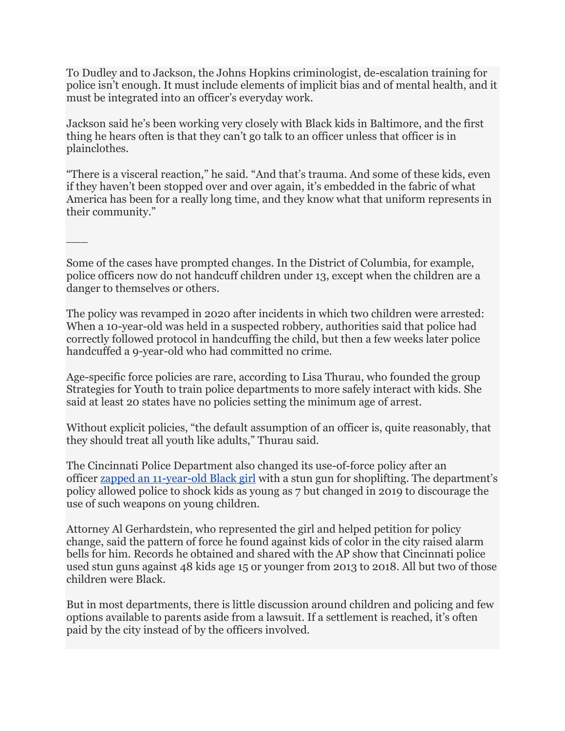To Dudley and to Jackson, the Johns Hopkins criminologist, de-escalation training for police isn't enough. It must include elements of implicit bias and of mental health, and it must be integrated into an officer's everyday work.

Jackson said he's been working very closely with Black kids in Baltimore, and the first thing he hears often is that they can't go talk to an officer unless that officer is in plainclothes.

"There is a visceral reaction," he said. "And that's trauma. And some of these kids, even if they haven't been stopped over and over again, it's embedded in the fabric of what America has been for a really long time, and they know what that uniform represents in their community."

\_\_\_

Some of the cases have prompted changes. In the District of Columbia, for example, police officers now do not handcuff children under 13, except when the children are a danger to themselves or others.

The policy was revamped in 2020 after incidents in which two children were arrested: When a 10-year-old was held in a suspected robbery, authorities said that police had correctly followed protocol in handcuffing the child, but then a few weeks later police handcuffed a 9-year-old who had committed no crime.

Age-specific force policies are rare, according to Lisa Thurau, who founded the group Strategies for Youth to train police departments to more safely interact with kids. She said at least 20 states have no policies setting the minimum age of arrest.

Without explicit policies, "the default assumption of an officer is, quite reasonably, that they should treat all youth like adults," Thurau said.

The Cincinnati Police Department also changed its use-of-force policy after an officer [zapped an 11-year-old Black girl]() with a stun gun for shoplifting. The department's policy allowed police to shock kids as young as 7 but changed in 2019 to discourage the use of such weapons on young children.

Attorney Al Gerhardstein, who represented the girl and helped petition for policy change, said the pattern of force he found against kids of color in the city raised alarm bells for him. Records he obtained and shared with the AP show that Cincinnati police used stun guns against 48 kids age 15 or younger from 2013 to 2018. All but two of those children were Black.

But in most departments, there is little discussion around children and policing and few options available to parents aside from a lawsuit. If a settlement is reached, it's often paid by the city instead of by the officers involved.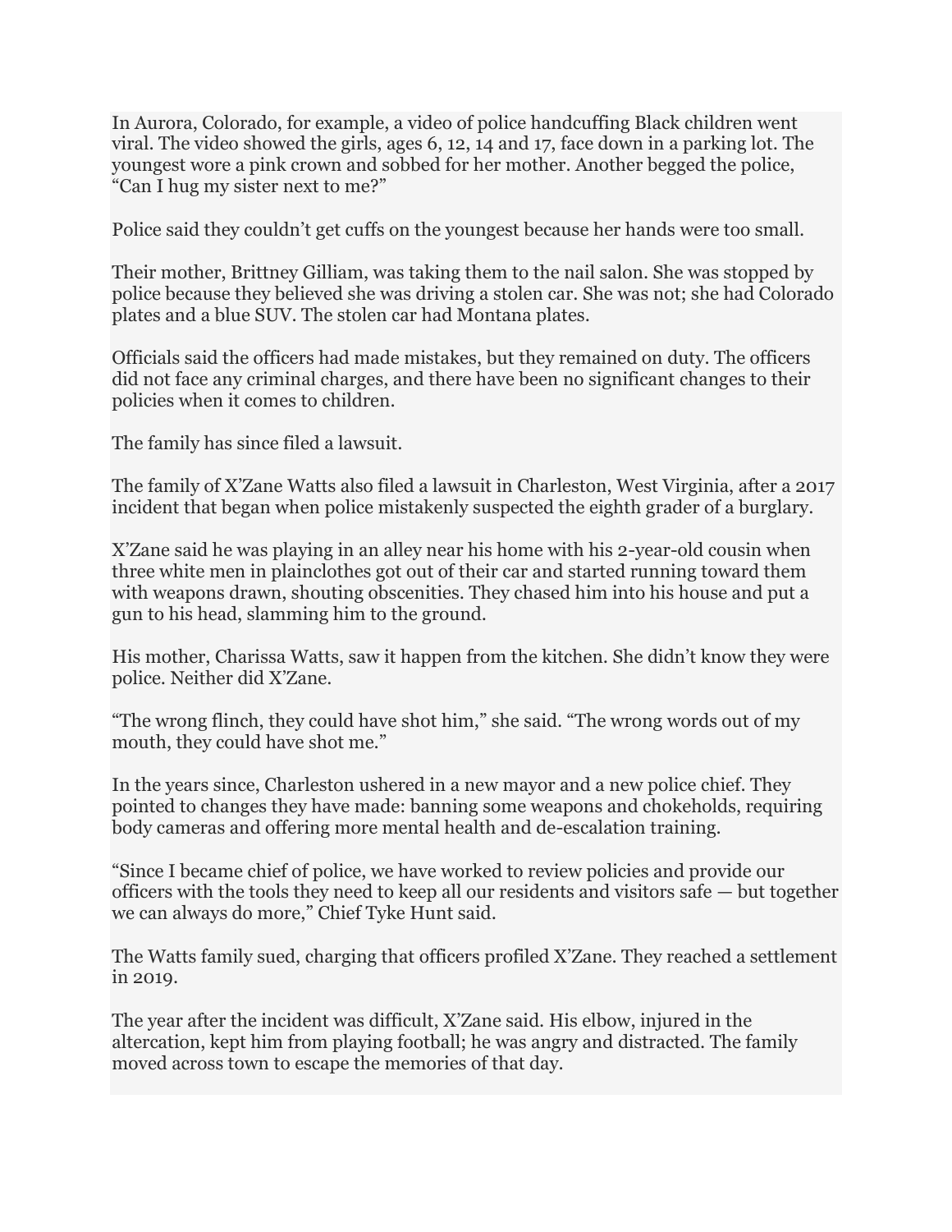In Aurora, Colorado, for example, a video of police handcuffing Black children went viral. The video showed the girls, ages 6, 12, 14 and 17, face down in a parking lot. The youngest wore a pink crown and sobbed for her mother. Another begged the police, "Can I hug my sister next to me?"

Police said they couldn't get cuffs on the youngest because her hands were too small.

Their mother, Brittney Gilliam, was taking them to the nail salon. She was stopped by police because they believed she was driving a stolen car. She was not; she had Colorado plates and a blue SUV. The stolen car had Montana plates.

Officials said the officers had made mistakes, but they remained on duty. The officers did not face any criminal charges, and there have been no significant changes to their policies when it comes to children.

The family has since filed a lawsuit.

The family of X'Zane Watts also filed a lawsuit in Charleston, West Virginia, after a 2017 incident that began when police mistakenly suspected the eighth grader of a burglary.

X'Zane said he was playing in an alley near his home with his 2-year-old cousin when three white men in plainclothes got out of their car and started running toward them with weapons drawn, shouting obscenities. They chased him into his house and put a gun to his head, slamming him to the ground.

His mother, Charissa Watts, saw it happen from the kitchen. She didn't know they were police. Neither did X'Zane.

"The wrong flinch, they could have shot him," she said. "The wrong words out of my mouth, they could have shot me."

In the years since, Charleston ushered in a new mayor and a new police chief. They pointed to changes they have made: banning some weapons and chokeholds, requiring body cameras and offering more mental health and de-escalation training.

"Since I became chief of police, we have worked to review policies and provide our officers with the tools they need to keep all our residents and visitors safe — but together we can always do more," Chief Tyke Hunt said.

The Watts family sued, charging that officers profiled X'Zane. They reached a settlement in 2019.

The year after the incident was difficult, X'Zane said. His elbow, injured in the altercation, kept him from playing football; he was angry and distracted. The family moved across town to escape the memories of that day.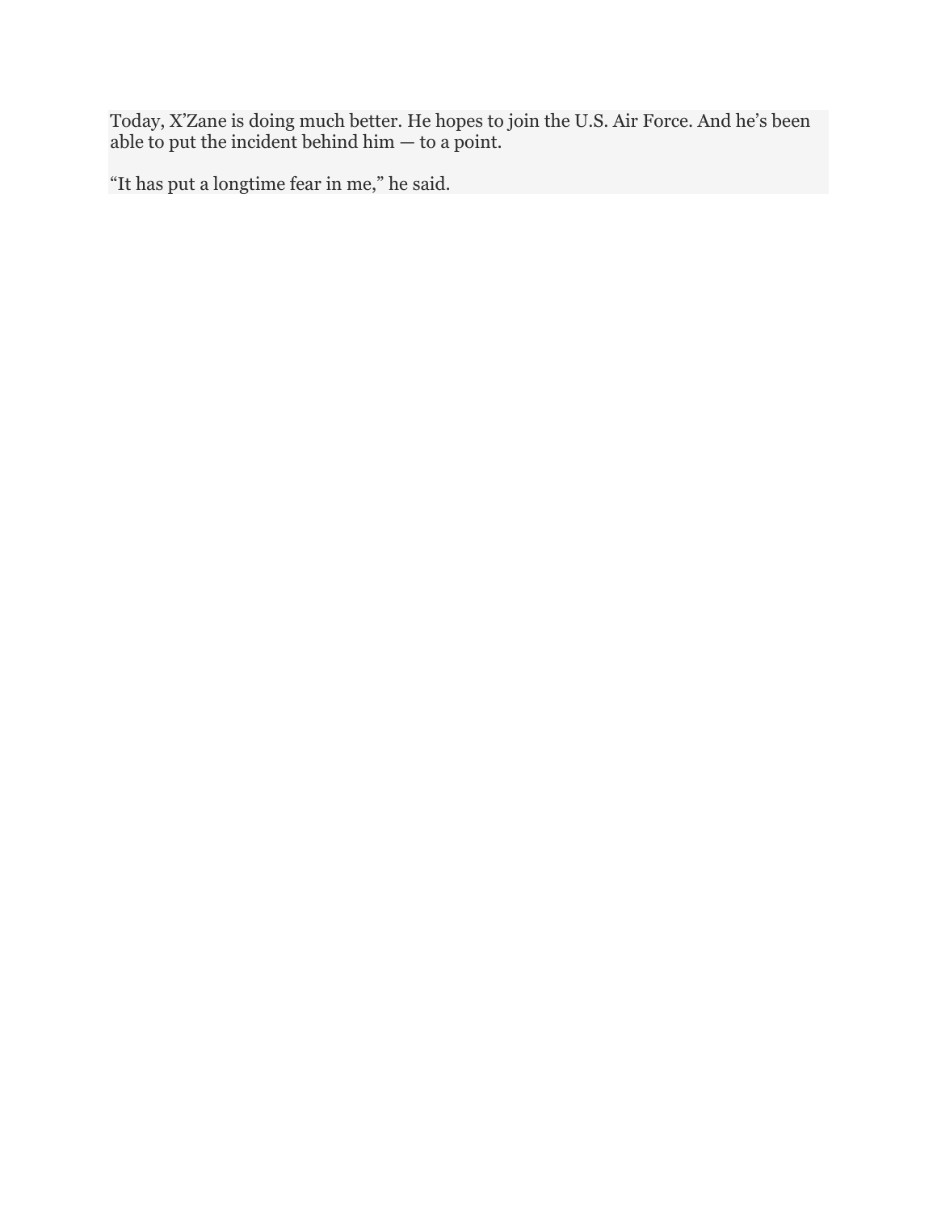Today, X'Zane is doing much better. He hopes to join the U.S. Air Force. And he's been able to put the incident behind him — to a point.

"It has put a longtime fear in me," he said.